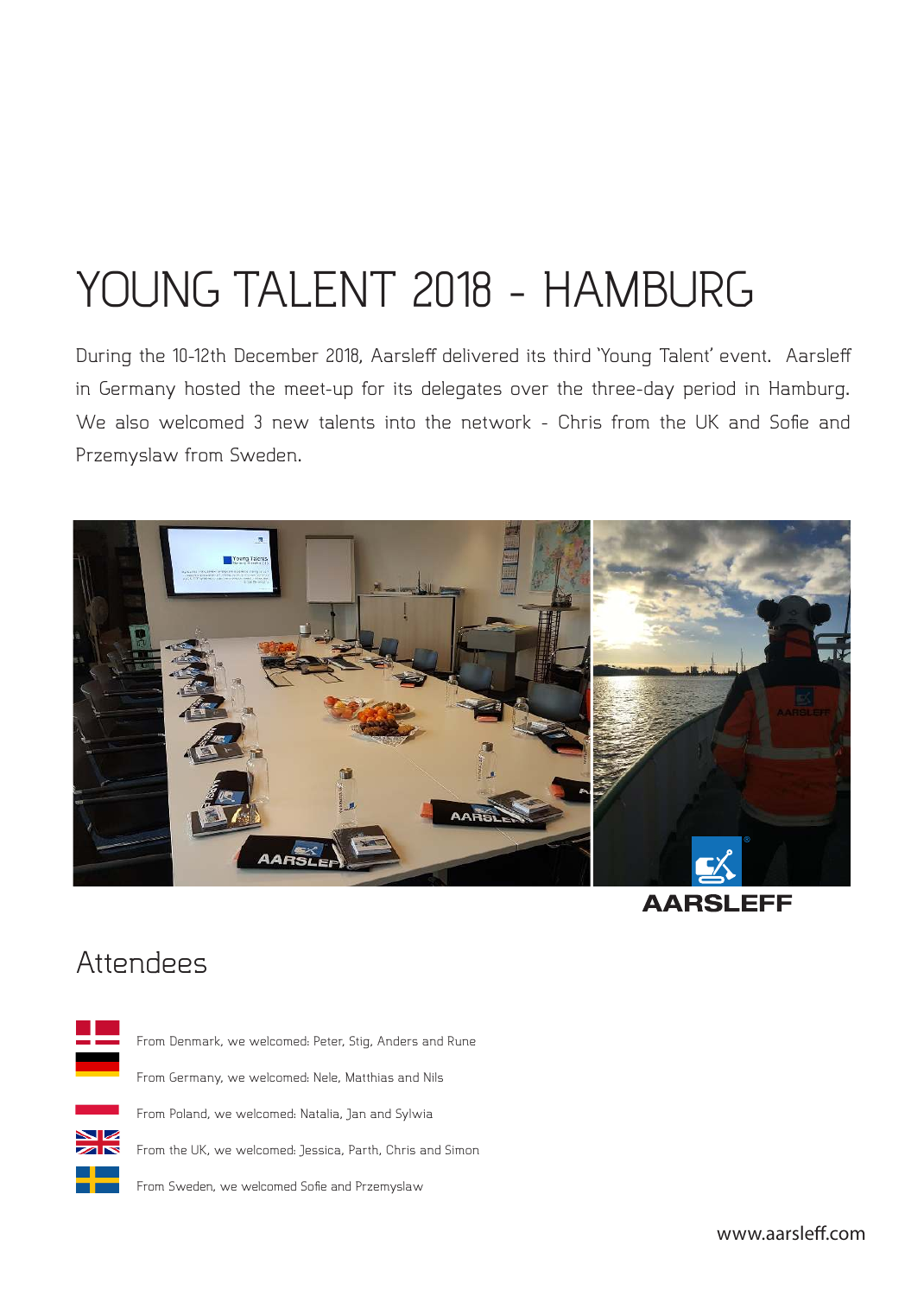# YOUNG TALENT 2018 - HAMBURG

During the 10-12th December 2018, Aarsleff delivered its third 'Young Talent' event. Aarsleff in Germany hosted the meet-up for its delegates over the three-day period in Hamburg. We also welcomed 3 new talents into the network - Chris from the UK and Sofie and Przemyslaw from Sweden.

## Attendees

From Denmark, we welcomed: Peter, Stig, Anders and Rune

From Germany, we welcomed: Nele, Matthias and Nils

From Poland, we welcomed: Natalia, Jan and Sylwia

From the UK, we welcomed: Jessica, Parth, Chris and Simon

From Sweden, we welcomed Sofie and Przemyslaw

www.aarsleff.com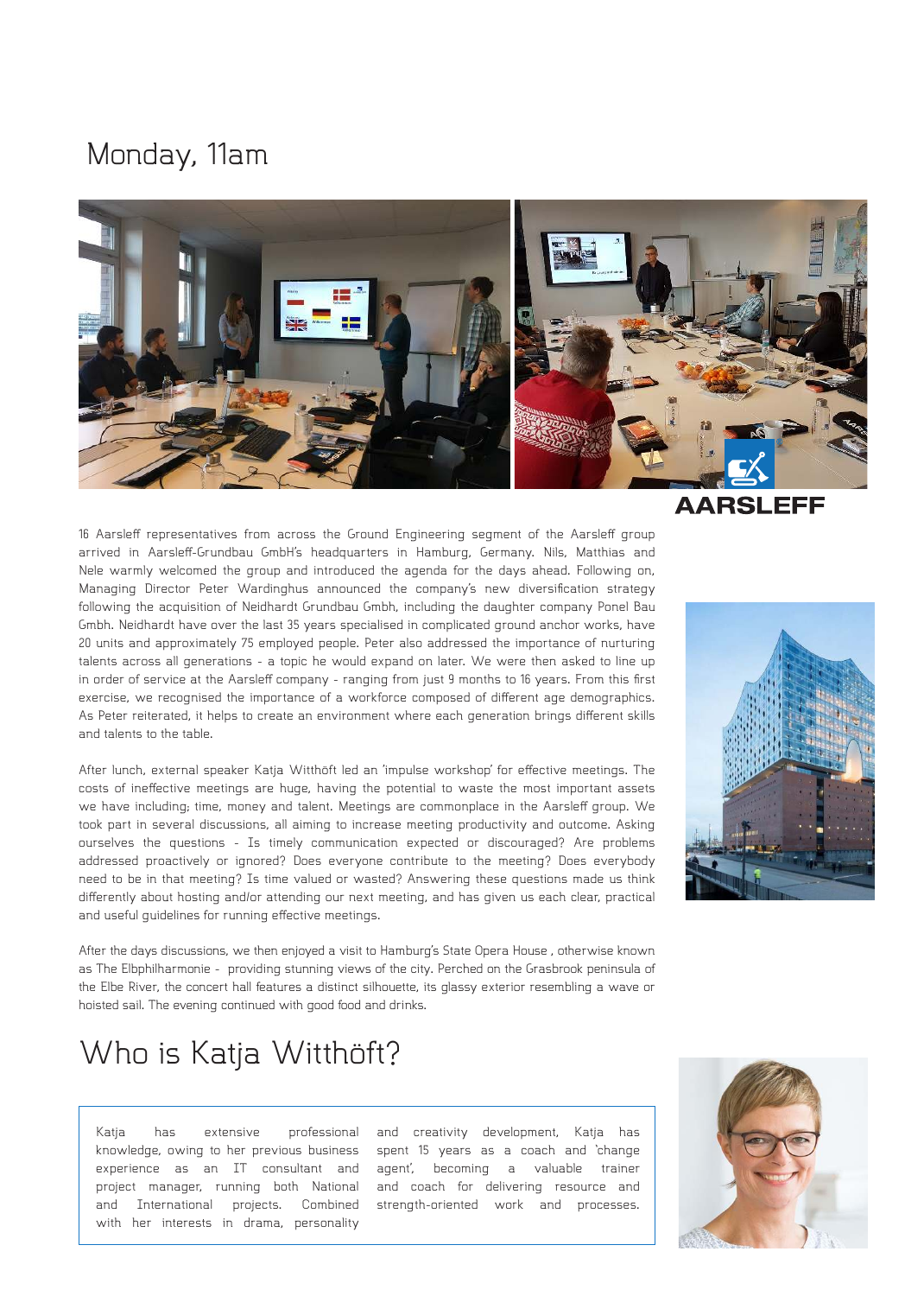## Monday, 11am

16 Aarsleff representatives from across the Ground Engineering segment of the Aarsleff group arrived in Aarsleff-Grundbau GmbH's headquarters in Hamburg, Germany. Nils, Matthias and Nele warmly welcomed the group and introduced the agenda for the days ahead. Following on, Managing Director Peter Wardinghus announced the company's new diversification strategy following the acquisition of Neidhardt Grundbau Gmbh, including the daughter company Ponel Bau Gmbh. Neidhardt have over the last 35 years specialised in complicated ground anchor works, have 20 units and approximately 75 employed people. Peter also addressed the importance of nurturing talents across all generations - a topic he would expand on later. We were then asked to line up in order of service at the Aarsleff company - ranging from just 9 months to 16 years. From this first exercise, we recognised the importance of a workforce composed of different age demographics. As Peter reiterated, it helps to create an environment where each generation brings different skills and talents to the table.

After lunch, external speaker Katja Witthöft led an 'impulse workshop' for effective meetings. The costs of ineffective meetings are huge, having the potential to waste the most important assets we have including; time, money and talent. Meetings are commonplace in the Aarsleff group. We took part in several discussions, all aiming to increase meeting productivity and outcome. Asking ourselves the questions - Is timely communication expected or discouraged? Are problems addressed proactively or ignored? Does everyone contribute to the meeting? Does everybody need to be in that meeting? Is time valued or wasted? Answering these questions made us think differently about hosting and/or attending our next meeting, and has given us each clear, practical and useful guidelines for running effective meetings.

After the days discussions, we then enjoyed a visit to Hamburg's State Opera House , otherwise known as The Elbphilharmonie - providing stunning views of the city. Perched on the Grasbrook peninsula of the Elbe River, the concert hall features a distinct silhouette, its glassy exterior resembling a wave or hoisted sail. The evening continued with good food and drinks.

## Who is Katja Witthöft?

Katja has extensive professional knowledge, owing to her previous business experience as an IT consultant and project manager, running both National and International projects. Combined with her interests in drama, personality and creativity development, Katja has spent 15 years as a coach and 'change agent', becoming a valuable trainer and coach for delivering resource and strength-oriented work and processes.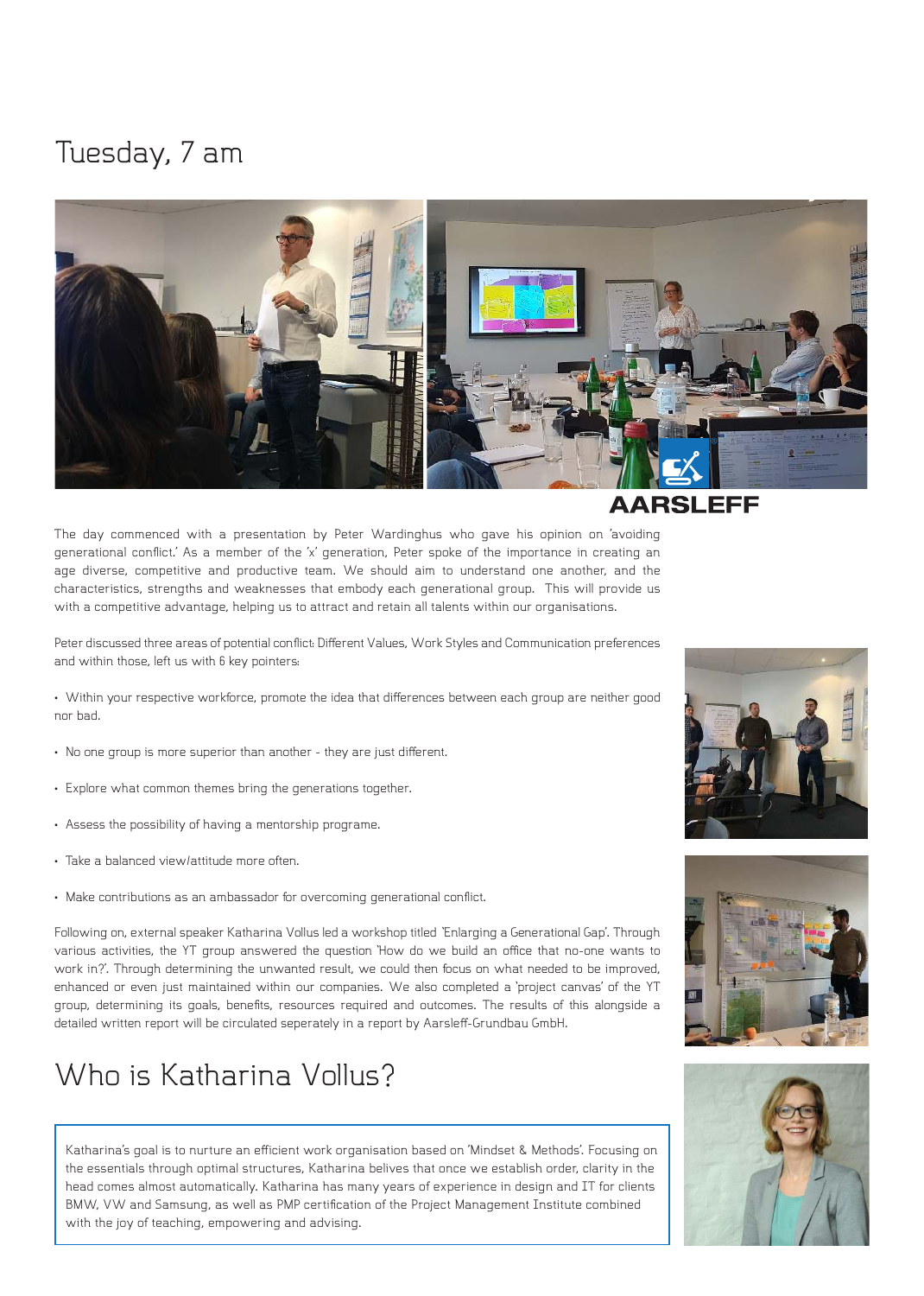# Tuesday, 7 am

AARSLEFF

The day commenced with a presentation by Peter Wardinghus who gave his opinion on 'avoiding generational conflict.' As a member of the 'x' generation, Peter spoke of the importance in creating an age diverse, competitive and productive team. We should aim to understand one another, and the characteristics, strengths and weaknesses that embody each generational group. This will provide us with a competitive advantage, helping us to attract and retain all talents within our organisations.

Peter discussed three areas of potential conflict: Different Values, Work Styles and Communication preferences and within those, left us with 6 key pointers:

- Within your respective workforce, promote the idea that differences between each group are neither good nor bad.
- No one group is more superior than another - they are just different.
- Explore what common themes bring the generations together.
- Assess the possibility of having a mentorship programe.
- Take a balanced view/attitude more often.
- Make contributions as an ambassador for overcoming generational conflict.

Following on, external speaker Katharina Vollus led a workshop titled 'Enlarging a Generational Gap'. Through various activities, the YT group answered the question 'How do we build an office that no-one wants to work in?'. Through determining the unwanted result, we could then focus on what needed to be improved, enhanced or even just maintained within our companies. We also completed a 'project canvas' of the YT group, determining its goals, benefits, resources required and outcomes. The results of this alongside a detailed written report will be circulated seperately in a report by Aarsleff-Grundbau GmbH.

## Who is Katharina Vollus?

Katharina's goal is to nurture an efficient work organisation based on 'Mindset & Methods'. Focusing on the essentials through optimal structures, Katharina belives that once we establish order, clarity in the head comes almost automatically. Katharina has many years of experience in design and IT for clients BMW, VW and Samsung, as well as PMP certification of the Project Management Institute combined with the joy of teaching, empowering and advising.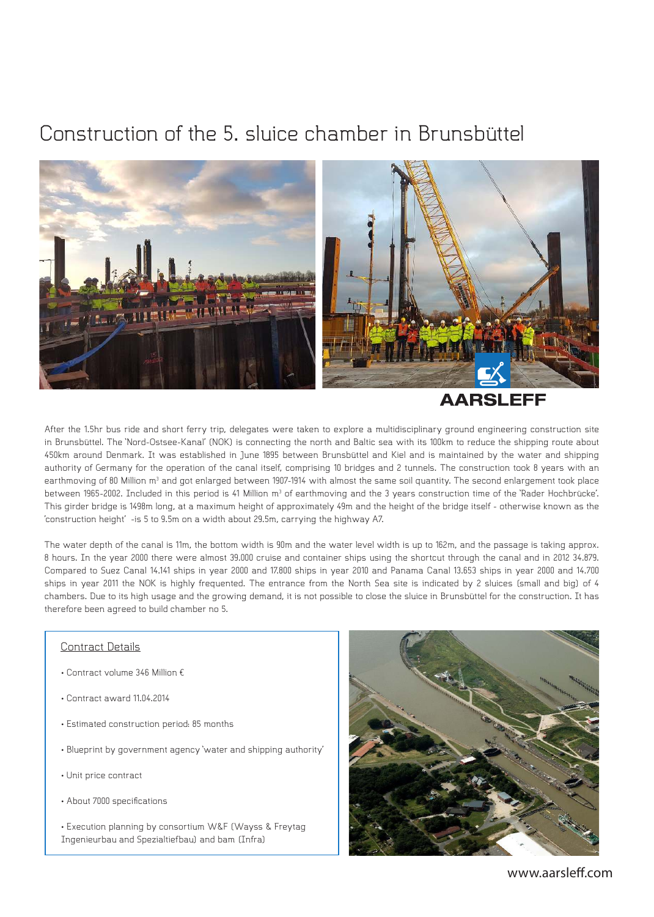# Construction of the 5. sluice chamber in Brunsbüttel

AARSLEFF

After the 1.5hr bus ride and short ferry trip, delegates were taken to explore a multidisciplinary ground engineering construction site in Brunsbüttel. The 'Nord-Ostsee-Kanal' (NOK) is connecting the north and Baltic sea with its 100km to reduce the shipping route about 450km around Denmark. It was established in June 1895 between Brunsbüttel and Kiel and is maintained by the water and shipping authority of Germany for the operation of the canal itself, comprising 10 bridges and 2 tunnels. The construction took 8 years with an earthmoving of 80 Million m$^3$ and got enlarged between 1907-1914 with almost the same soil quantity. The second enlargement took place between 1965-2002. Included in this period is 41 Million m$^3$ of earthmoving and the 3 years construction time of the 'Rader Hochbrücke'. This girder bridge is 1498m long, at a maximum height of approximately 49m and the height of the bridge itself - otherwise known as the 'construction height' -is 5 to 9.5m on a width about 29.5m, carrying the highway A7.

The water depth of the canal is 11m, the bottom width is 90m and the water level width is up to 162m, and the passage is taking approx. 8 hours. In the year 2000 there were almost 39.000 cruise and container ships using the shortcut through the canal and in 2012 34.879. Compared to Suez Canal 14.141 ships in year 2000 and 17.800 ships in year 2010 and Panama Canal 13.653 ships in year 2000 and 14.700 ships in year 2011 the NOK is highly frequented. The entrance from the North Sea site is indicated by 2 sluices (small and big) of 4 chambers. Due to its high usage and the growing demand, it is not possible to close the sluice in Brunsbüttel for the construction. It has therefore been agreed to build chamber no 5.

## Contract Details

- Contract volume 346 Million €
- Contract award 11.04.2014
- Estimated construction period: 85 months
- Blueprint by government agency 'water and shipping authority'
- Unit price contract
- About 7000 specifications
- Execution planning by consortium W&F (Wayss & Freytag Ingenieurbau and Spezialtiefbau) and bam (Infra)

www.aarsleff.com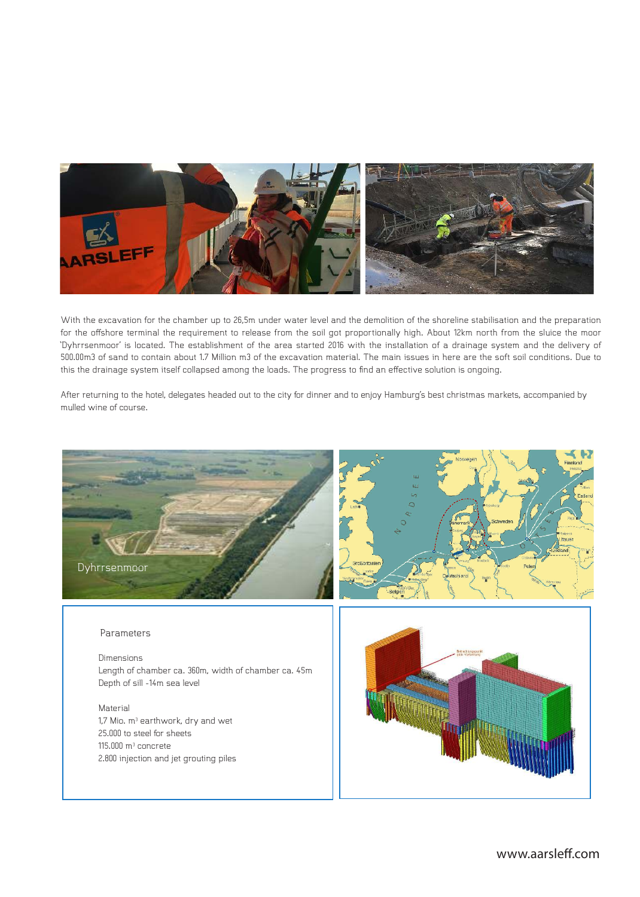With the excavation for the chamber up to 26,5m under water level and the demolition of the shoreline stabilisation and the preparation for the offshore terminal the requirement to release from the soil got proportionally high. About 12km north from the sluice the moor 'Dyhrrsenmoor' is located. The establishment of the area started 2016 with the installation of a drainage system and the delivery of 500.00m3 of sand to contain about 1.7 Million m3 of the excavation material. The main issues in here are the soft soil conditions. Due to this the drainage system itself collapsed among the loads. The progress to find an effective solution is ongoing.

After returning to the hotel, delegates headed out to the city for dinner and to enjoy Hamburg's best christmas markets, accompanied by mulled wine of course.

Dyhrrsenmoor

Parameters

Dimensions
Length of chamber ca. 360m, width of chamber ca. 45m
Depth of sill -14m sea level

Material
1,7 Mio. m³ earthwork, dry and wet
25.000 to steel for sheets
115.000 m³ concrete
2.800 injection and jet grouting piles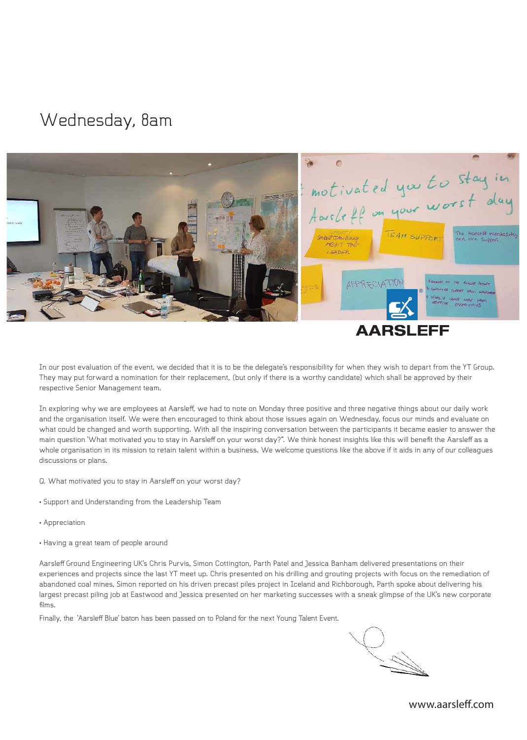# Wednesday, 8am

In our post evaluation of the event, we decided that it is to be the delegate's responsibility for when they wish to depart from the YT Group. They may put forward a nomination for their replacement, (but only if there is a worthy candidate) which shall be approved by their respective Senior Management team.

In exploring why we are employees at Aarsleff, we had to note on Monday three positive and three negative things about our daily work and the organisation itself. We were then encouraged to think about those issues again on Wednesday, focus our minds and evaluate on what could be changed and worth supporting. With all the inspiring conversation between the participants it became easier to answer the main question 'What motivated you to stay in Aarsleff on your worst day?". We think honest insights like this will benefit the Aarsleff as a whole organisation in its mission to retain talent within a business. We welcome questions like the above if it aids in any of our colleagues discussions or plans.

Q. What motivated you to stay in Aarsleff on your worst day?

- Support and Understanding from the Leadership Team
- Appreciation
- Having a great team of people around

Aarsleff Ground Engineering UK's Chris Purvis, Simon Cottington, Parth Patel and Jessica Banham delivered presentations on their experiences and projects since the last YT meet up. Chris presented on his drilling and grouting projects with focus on the remediation of abandoned coal mines, Simon reported on his driven precast piles project in Iceland and Richborough, Parth spoke about delivering his largest precast piling job at Eastwood and Jessica presented on her marketing successes with a sneak glimpse of the UK's new corporate films.

Finally, the 'Aarsleff Blue' baton has been passed on to Poland for the next Young Talent Event.

www.aarsleff.com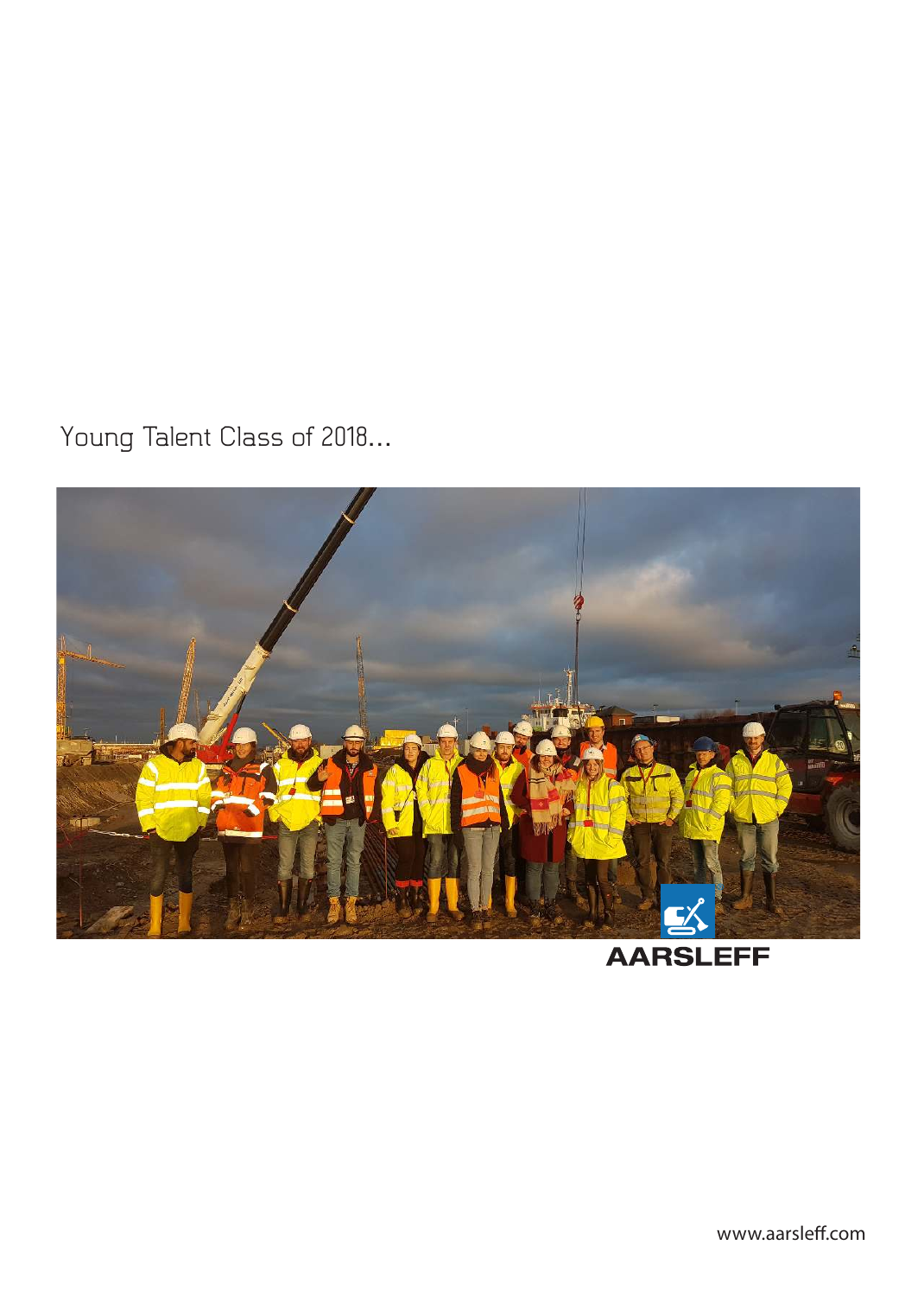Young Talent Class of 2018...

AARSLEFF

www.aarsleff.com